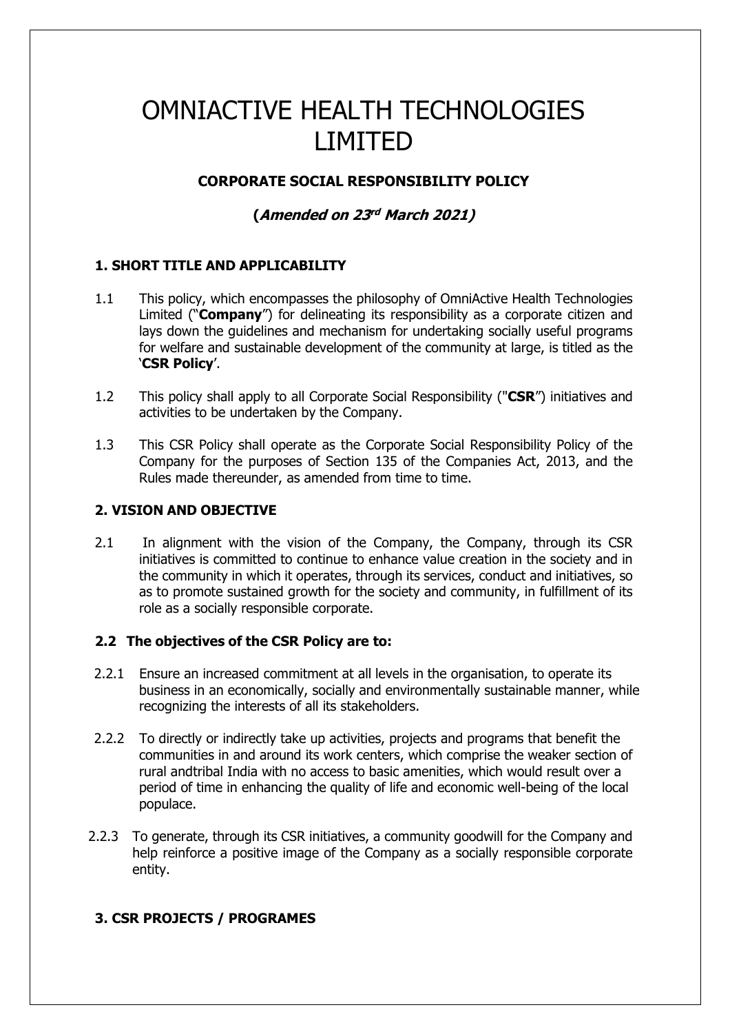# OMNIACTIVE HEALTH TECHNOLOGIES LIMITED

## CORPORATE SOCIAL RESPONSIBILITY POLICY

### *(Amended on 23rd March 2021)*

### 1. SHORT TITLE AND APPLICABILITY

1.1 This policy, which encompasses the philosophy of OmniActive Health Technologies Limited ("**Company**") for delineating its responsibility as a corporate citizen and lays down the guidelines and mechanism for undertaking socially useful programs for welfare and sustainable development of the community at large, is titled as the '**CSR Policy**'.

1.2 This policy shall apply to all Corporate Social Responsibility ("**CSR**") initiatives and activities to be undertaken by the Company.

1.3 This CSR Policy shall operate as the Corporate Social Responsibility Policy of the Company for the purposes of Section 135 of the Companies Act, 2013, and the Rules made thereunder, as amended from time to time.

### 2. VISION AND OBJECTIVE

2.1 In alignment with the vision of the Company, the Company, through its CSR initiatives is committed to continue to enhance value creation in the society and in the community in which it operates, through its services, conduct and initiatives, so as to promote sustained growth for the society and community, in fulfillment of its role as a socially responsible corporate.

#### 2.2 The objectives of the CSR Policy are to:

2.2.1 Ensure an increased commitment at all levels in the organisation, to operate its business in an economically, socially and environmentally sustainable manner, while recognizing the interests of all its stakeholders.

2.2.2 To directly or indirectly take up activities, projects and programs that benefit the communities in and around its work centers, which comprise the weaker section of rural andtribal India with no access to basic amenities, which would result over a period of time in enhancing the quality of life and economic well-being of the local populace.

2.2.3 To generate, through its CSR initiatives, a community goodwill for the Company and help reinforce a positive image of the Company as a socially responsible corporate entity.

### 3. CSR PROJECTS / PROGRAMES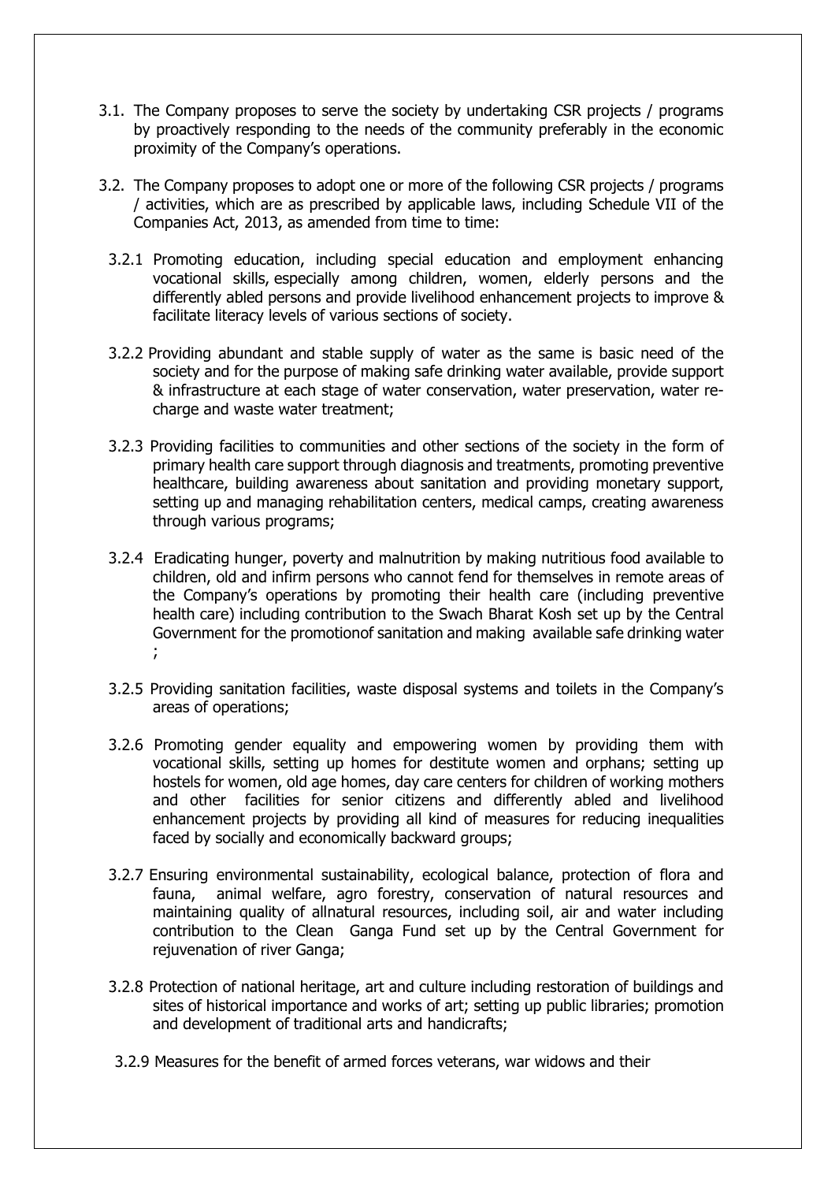3.1. The Company proposes to serve the society by undertaking CSR projects / programs by proactively responding to the needs of the community preferably in the economic proximity of the Company's operations.

3.2. The Company proposes to adopt one or more of the following CSR projects / programs / activities, which are as prescribed by applicable laws, including Schedule VII of the Companies Act, 2013, as amended from time to time:

3.2.1 Promoting education, including special education and employment enhancing vocational skills, especially among children, women, elderly persons and the differently abled persons and provide livelihood enhancement projects to improve & facilitate literacy levels of various sections of society.

3.2.2 Providing abundant and stable supply of water as the same is basic need of the society and for the purpose of making safe drinking water available, provide support & infrastructure at each stage of water conservation, water preservation, water re-charge and waste water treatment;

3.2.3 Providing facilities to communities and other sections of the society in the form of primary health care support through diagnosis and treatments, promoting preventive healthcare, building awareness about sanitation and providing monetary support, setting up and managing rehabilitation centers, medical camps, creating awareness through various programs;

3.2.4 Eradicating hunger, poverty and malnutrition by making nutritious food available to children, old and infirm persons who cannot fend for themselves in remote areas of the Company's operations by promoting their health care (including preventive health care) including contribution to the Swach Bharat Kosh set up by the Central Government for the promotionof sanitation and making available safe drinking water ;

3.2.5 Providing sanitation facilities, waste disposal systems and toilets in the Company's areas of operations;

3.2.6 Promoting gender equality and empowering women by providing them with vocational skills, setting up homes for destitute women and orphans; setting up hostels for women, old age homes, day care centers for children of working mothers and other facilities for senior citizens and differently abled and livelihood enhancement projects by providing all kind of measures for reducing inequalities faced by socially and economically backward groups;

3.2.7 Ensuring environmental sustainability, ecological balance, protection of flora and fauna, animal welfare, agro forestry, conservation of natural resources and maintaining quality of allnatural resources, including soil, air and water including contribution to the Clean Ganga Fund set up by the Central Government for rejuvenation of river Ganga;

3.2.8 Protection of national heritage, art and culture including restoration of buildings and sites of historical importance and works of art; setting up public libraries; promotion and development of traditional arts and handicrafts;

3.2.9 Measures for the benefit of armed forces veterans, war widows and their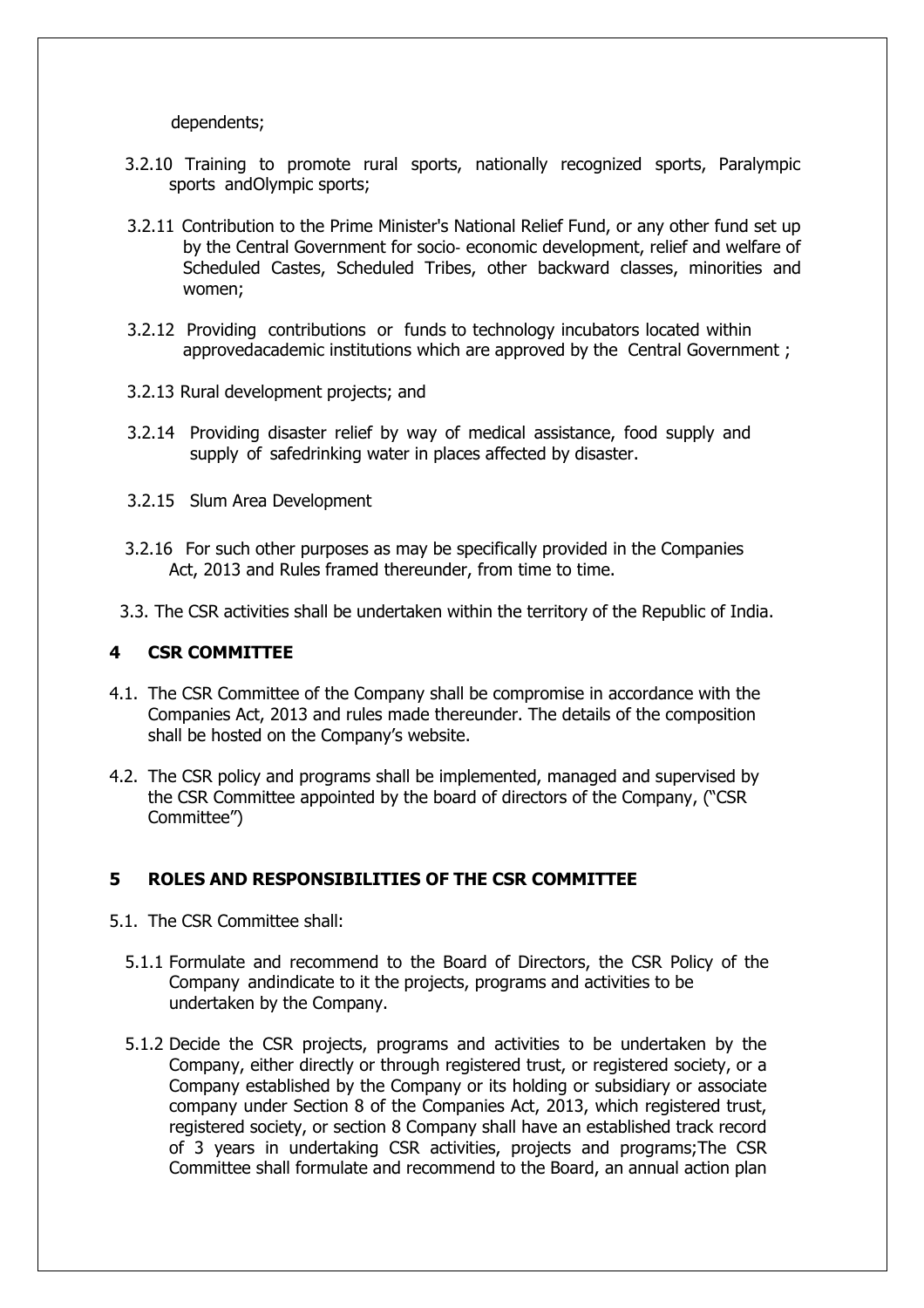dependents;

3.2.10 Training to promote rural sports, nationally recognized sports, Paralympic sports andOlympic sports;

3.2.11 Contribution to the Prime Minister's National Relief Fund, or any other fund set up by the Central Government for socio- economic development, relief and welfare of Scheduled Castes, Scheduled Tribes, other backward classes, minorities and women;

3.2.12 Providing contributions or funds to technology incubators located within approvedacademic institutions which are approved by the Central Government ;

3.2.13 Rural development projects; and

3.2.14 Providing disaster relief by way of medical assistance, food supply and supply of safedrinking water in places affected by disaster.

3.2.15 Slum Area Development

3.2.16 For such other purposes as may be specifically provided in the Companies Act, 2013 and Rules framed thereunder, from time to time.

3.3. The CSR activities shall be undertaken within the territory of the Republic of India.

## 4 CSR COMMITTEE

4.1. The CSR Committee of the Company shall be compromise in accordance with the Companies Act, 2013 and rules made thereunder. The details of the composition shall be hosted on the Company's website.

4.2. The CSR policy and programs shall be implemented, managed and supervised by the CSR Committee appointed by the board of directors of the Company, ("CSR Committee")

## 5 ROLES AND RESPONSIBILITIES OF THE CSR COMMITTEE

5.1. The CSR Committee shall:

5.1.1 Formulate and recommend to the Board of Directors, the CSR Policy of the Company andindicate to it the projects, programs and activities to be undertaken by the Company.

5.1.2 Decide the CSR projects, programs and activities to be undertaken by the Company, either directly or through registered trust, or registered society, or a Company established by the Company or its holding or subsidiary or associate company under Section 8 of the Companies Act, 2013, which registered trust, registered society, or section 8 Company shall have an established track record of 3 years in undertaking CSR activities, projects and programs;The CSR Committee shall formulate and recommend to the Board, an annual action plan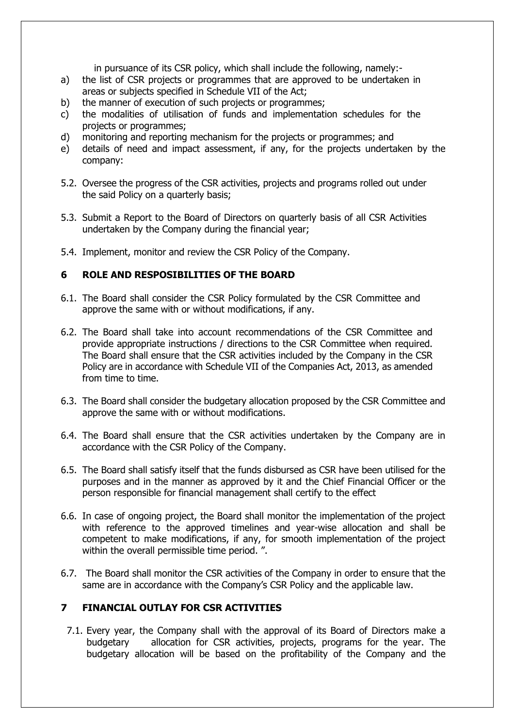in pursuance of its CSR policy, which shall include the following, namely:-

a) the list of CSR projects or programmes that are approved to be undertaken in areas or subjects specified in Schedule VII of the Act;
b) the manner of execution of such projects or programmes;
c) the modalities of utilisation of funds and implementation schedules for the projects or programmes;
d) monitoring and reporting mechanism for the projects or programmes; and
e) details of need and impact assessment, if any, for the projects undertaken by the company:

5.2. Oversee the progress of the CSR activities, projects and programs rolled out under the said Policy on a quarterly basis;

5.3. Submit a Report to the Board of Directors on quarterly basis of all CSR Activities undertaken by the Company during the financial year;

5.4. Implement, monitor and review the CSR Policy of the Company.

## 6 ROLE AND RESPOSIBILITIES OF THE BOARD

6.1. The Board shall consider the CSR Policy formulated by the CSR Committee and approve the same with or without modifications, if any.

6.2. The Board shall take into account recommendations of the CSR Committee and provide appropriate instructions / directions to the CSR Committee when required. The Board shall ensure that the CSR activities included by the Company in the CSR Policy are in accordance with Schedule VII of the Companies Act, 2013, as amended from time to time.

6.3. The Board shall consider the budgetary allocation proposed by the CSR Committee and approve the same with or without modifications.

6.4. The Board shall ensure that the CSR activities undertaken by the Company are in accordance with the CSR Policy of the Company.

6.5. The Board shall satisfy itself that the funds disbursed as CSR have been utilised for the purposes and in the manner as approved by it and the Chief Financial Officer or the person responsible for financial management shall certify to the effect

6.6. In case of ongoing project, the Board shall monitor the implementation of the project with reference to the approved timelines and year-wise allocation and shall be competent to make modifications, if any, for smooth implementation of the project within the overall permissible time period. ".

6.7. The Board shall monitor the CSR activities of the Company in order to ensure that the same are in accordance with the Company's CSR Policy and the applicable law.

## 7 FINANCIAL OUTLAY FOR CSR ACTIVITIES

7.1. Every year, the Company shall with the approval of its Board of Directors make a budgetary allocation for CSR activities, projects, programs for the year. The budgetary allocation will be based on the profitability of the Company and the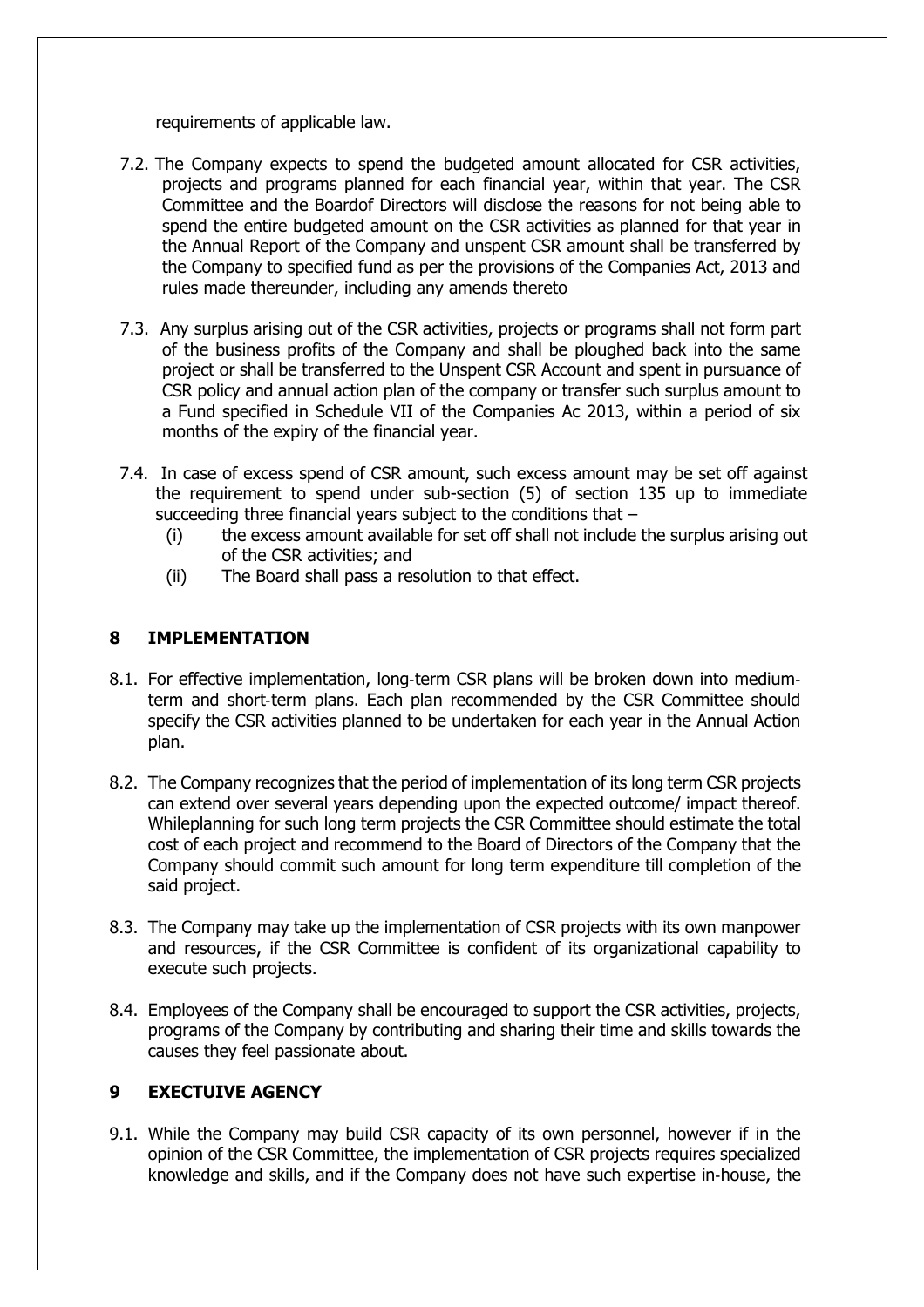requirements of applicable law.

7.2. The Company expects to spend the budgeted amount allocated for CSR activities, projects and programs planned for each financial year, within that year. The CSR Committee and the Boardof Directors will disclose the reasons for not being able to spend the entire budgeted amount on the CSR activities as planned for that year in the Annual Report of the Company and unspent CSR amount shall be transferred by the Company to specified fund as per the provisions of the Companies Act, 2013 and rules made thereunder, including any amends thereto

7.3. Any surplus arising out of the CSR activities, projects or programs shall not form part of the business profits of the Company and shall be ploughed back into the same project or shall be transferred to the Unspent CSR Account and spent in pursuance of CSR policy and annual action plan of the company or transfer such surplus amount to a Fund specified in Schedule VII of the Companies Ac 2013, within a period of six months of the expiry of the financial year.

7.4. In case of excess spend of CSR amount, such excess amount may be set off against the requirement to spend under sub-section (5) of section 135 up to immediate succeeding three financial years subject to the conditions that –

   (i) the excess amount available for set off shall not include the surplus arising out of the CSR activities; and
   (ii) The Board shall pass a resolution to that effect.

## 8 IMPLEMENTATION

8.1. For effective implementation, long-term CSR plans will be broken down into medium-term and short-term plans. Each plan recommended by the CSR Committee should specify the CSR activities planned to be undertaken for each year in the Annual Action plan.

8.2. The Company recognizes that the period of implementation of its long term CSR projects can extend over several years depending upon the expected outcome/ impact thereof. Whileplanning for such long term projects the CSR Committee should estimate the total cost of each project and recommend to the Board of Directors of the Company that the Company should commit such amount for long term expenditure till completion of the said project.

8.3. The Company may take up the implementation of CSR projects with its own manpower and resources, if the CSR Committee is confident of its organizational capability to execute such projects.

8.4. Employees of the Company shall be encouraged to support the CSR activities, projects, programs of the Company by contributing and sharing their time and skills towards the causes they feel passionate about.

## 9 EXECTUIVE AGENCY

9.1. While the Company may build CSR capacity of its own personnel, however if in the opinion of the CSR Committee, the implementation of CSR projects requires specialized knowledge and skills, and if the Company does not have such expertise in-house, the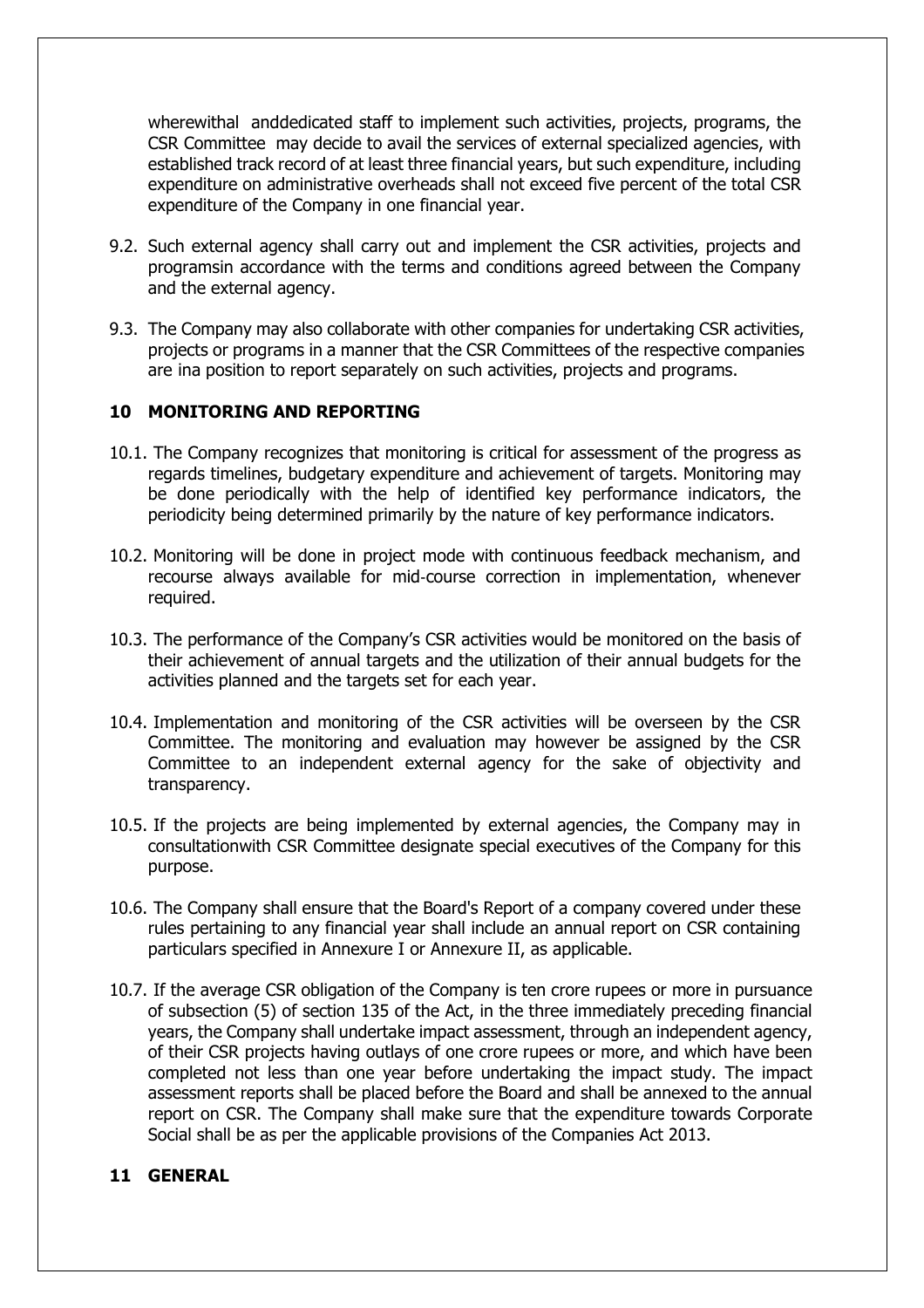wherewithal anddedicated staff to implement such activities, projects, programs, the CSR Committee may decide to avail the services of external specialized agencies, with established track record of at least three financial years, but such expenditure, including expenditure on administrative overheads shall not exceed five percent of the total CSR expenditure of the Company in one financial year.

9.2. Such external agency shall carry out and implement the CSR activities, projects and programsin accordance with the terms and conditions agreed between the Company and the external agency.

9.3. The Company may also collaborate with other companies for undertaking CSR activities, projects or programs in a manner that the CSR Committees of the respective companies are ina position to report separately on such activities, projects and programs.

## 10 MONITORING AND REPORTING

10.1. The Company recognizes that monitoring is critical for assessment of the progress as regards timelines, budgetary expenditure and achievement of targets. Monitoring may be done periodically with the help of identified key performance indicators, the periodicity being determined primarily by the nature of key performance indicators.

10.2. Monitoring will be done in project mode with continuous feedback mechanism, and recourse always available for mid-course correction in implementation, whenever required.

10.3. The performance of the Company's CSR activities would be monitored on the basis of their achievement of annual targets and the utilization of their annual budgets for the activities planned and the targets set for each year.

10.4. Implementation and monitoring of the CSR activities will be overseen by the CSR Committee. The monitoring and evaluation may however be assigned by the CSR Committee to an independent external agency for the sake of objectivity and transparency.

10.5. If the projects are being implemented by external agencies, the Company may in consultationwith CSR Committee designate special executives of the Company for this purpose.

10.6. The Company shall ensure that the Board's Report of a company covered under these rules pertaining to any financial year shall include an annual report on CSR containing particulars specified in Annexure I or Annexure II, as applicable.

10.7. If the average CSR obligation of the Company is ten crore rupees or more in pursuance of subsection (5) of section 135 of the Act, in the three immediately preceding financial years, the Company shall undertake impact assessment, through an independent agency, of their CSR projects having outlays of one crore rupees or more, and which have been completed not less than one year before undertaking the impact study. The impact assessment reports shall be placed before the Board and shall be annexed to the annual report on CSR. The Company shall make sure that the expenditure towards Corporate Social shall be as per the applicable provisions of the Companies Act 2013.

## 11 GENERAL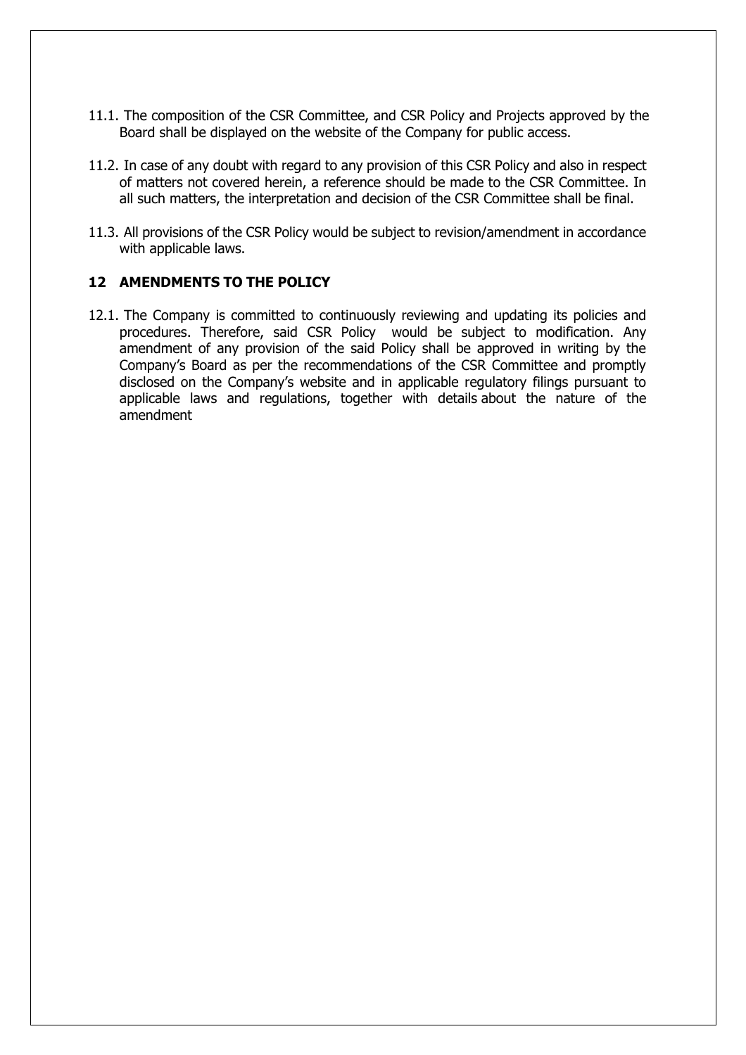11.1. The composition of the CSR Committee, and CSR Policy and Projects approved by the Board shall be displayed on the website of the Company for public access.

11.2. In case of any doubt with regard to any provision of this CSR Policy and also in respect of matters not covered herein, a reference should be made to the CSR Committee. In all such matters, the interpretation and decision of the CSR Committee shall be final.

11.3. All provisions of the CSR Policy would be subject to revision/amendment in accordance with applicable laws.

## 12 AMENDMENTS TO THE POLICY

12.1. The Company is committed to continuously reviewing and updating its policies and procedures. Therefore, said CSR Policy would be subject to modification. Any amendment of any provision of the said Policy shall be approved in writing by the Company's Board as per the recommendations of the CSR Committee and promptly disclosed on the Company's website and in applicable regulatory filings pursuant to applicable laws and regulations, together with details about the nature of the amendment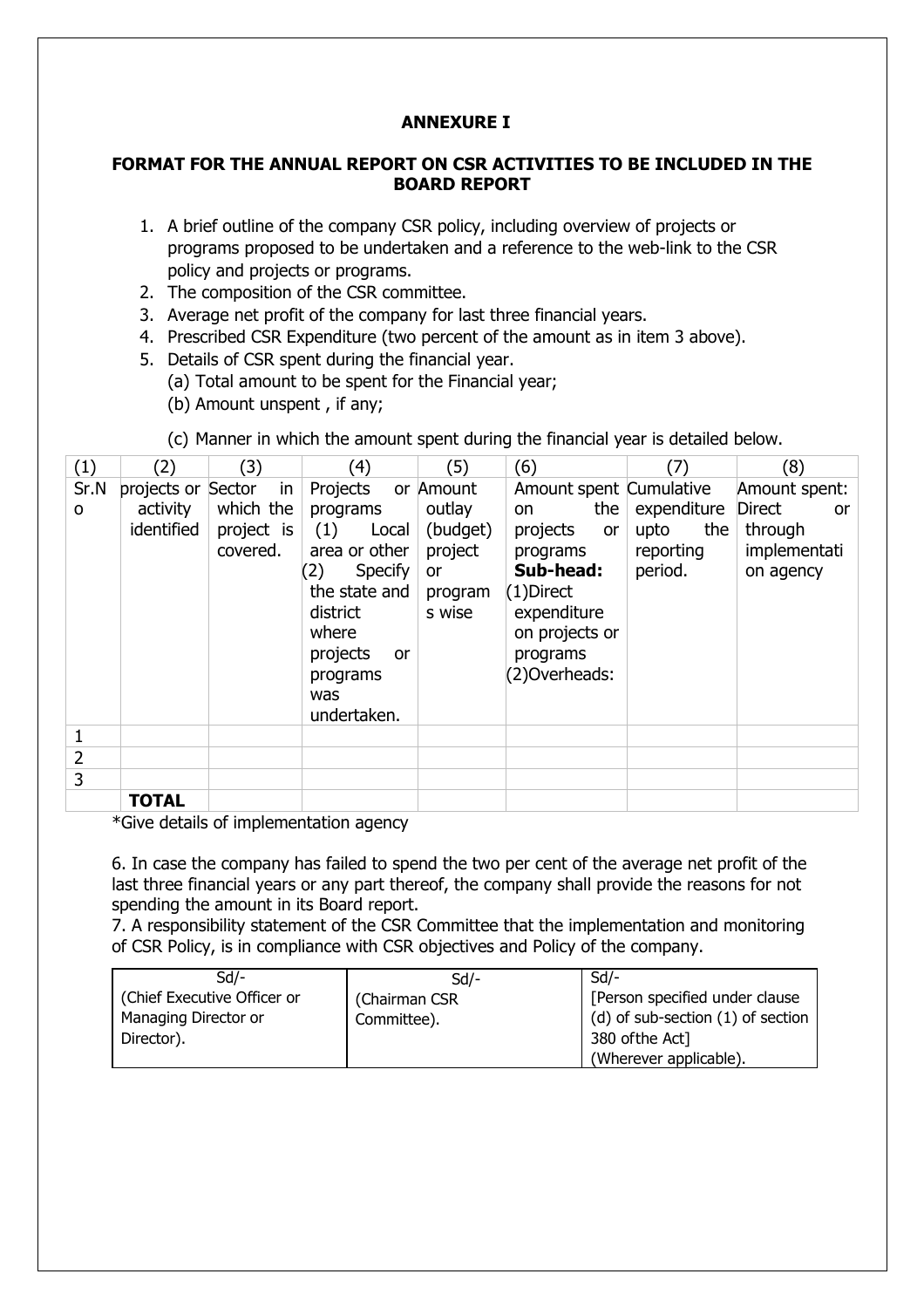# ANNEXURE I

## FORMAT FOR THE ANNUAL REPORT ON CSR ACTIVITIES TO BE INCLUDED IN THE BOARD REPORT

1. A brief outline of the company CSR policy, including overview of projects or programs proposed to be undertaken and a reference to the web-link to the CSR policy and projects or programs.
2. The composition of the CSR committee.
3. Average net profit of the company for last three financial years.
4. Prescribed CSR Expenditure (two percent of the amount as in item 3 above).
5. Details of CSR spent during the financial year.
   (a) Total amount to be spent for the Financial year;
   (b) Amount unspent , if any;
   (c) Manner in which the amount spent during the financial year is detailed below.

| (1) | (2) | (3) | (4) | (5) | (6) | (7) | (8) |
|---|---|---|---|---|---|---|---|
| Sr.No | projects or activity identified | Sector in which the project is covered. | Projects or programs (1) Local area or other (2) Specify the state and district where projects or programs was undertaken. | Amount outlay (budget) project or programs wise | Amount spent on the projects or programs **Sub-head:** (1)Direct expenditure on projects or programs (2)Overheads: | Cumulative expenditure upto the reporting period. | Amount spent: Direct or through implementation agency |
| 1 | | | | | | | |
| 2 | | | | | | | |
| 3 | | | | | | | |
| | **TOTAL** | | | | | | |

*Give details of implementation agency

6. In case the company has failed to spend the two per cent of the average net profit of the last three financial years or any part thereof, the company shall provide the reasons for not spending the amount in its Board report.
7. A responsibility statement of the CSR Committee that the implementation and monitoring of CSR Policy, is in compliance with CSR objectives and Policy of the company.

| Sd/- | Sd/- | Sd/- |
|---|---|---|
| (Chief Executive Officer or Managing Director or Director). | (Chairman CSR Committee). | [Person specified under clause (d) of sub-section (1) of section 380 ofthe Act] (Wherever applicable). |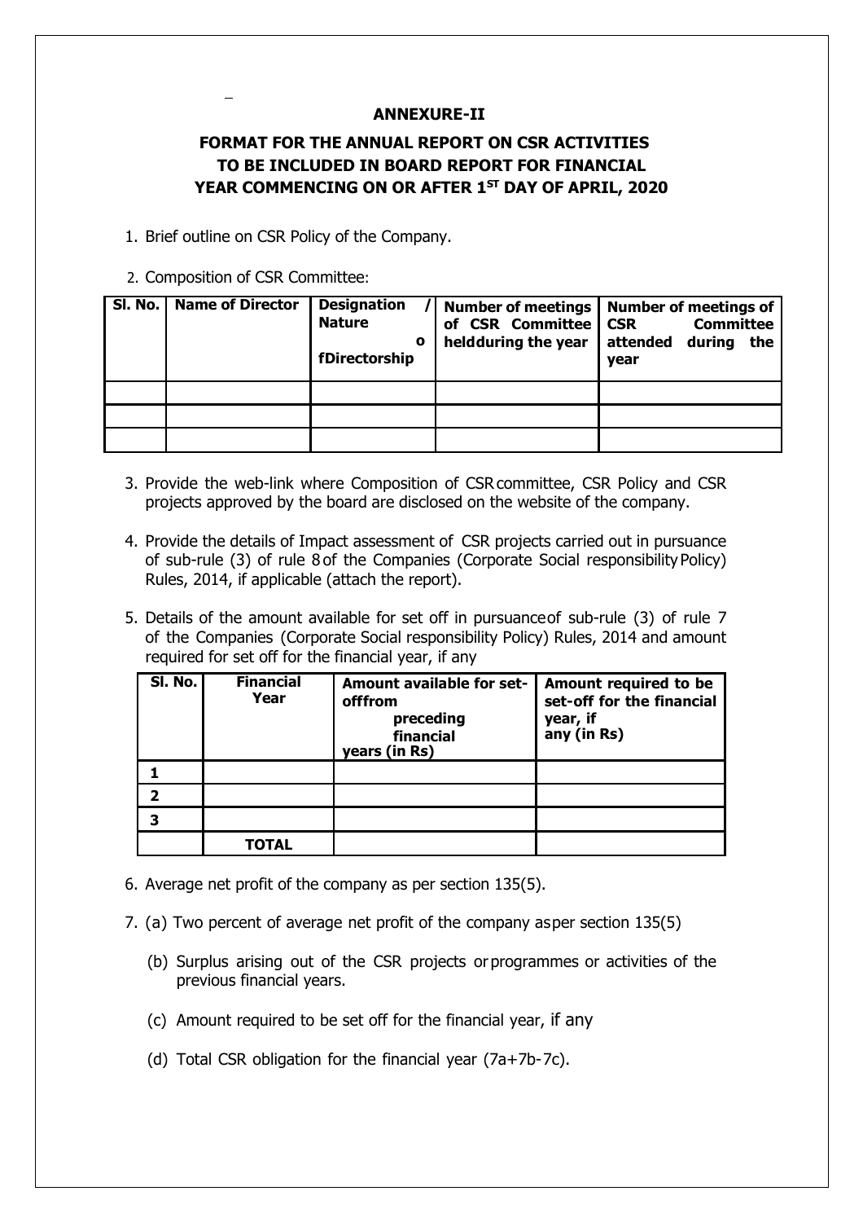## ANNEXURE-II

## FORMAT FOR THE ANNUAL REPORT ON CSR ACTIVITIES TO BE INCLUDED IN BOARD REPORT FOR FINANCIAL YEAR COMMENCING ON OR AFTER 1ST DAY OF APRIL, 2020

1. Brief outline on CSR Policy of the Company.
2. Composition of CSR Committee:

| Sl. No. | Name of Director | Designation / Nature of Directorship | Number of meetings of CSR Committee held during the year | Number of meetings of CSR Committee attended during the year |
|---|---|---|---|---|
| | | | | |
| | | | | |
| | | | | |

3. Provide the web-link where Composition of CSR committee, CSR Policy and CSR projects approved by the board are disclosed on the website of the company.
4. Provide the details of Impact assessment of CSR projects carried out in pursuance of sub-rule (3) of rule 8 of the Companies (Corporate Social responsibility Policy) Rules, 2014, if applicable (attach the report).
5. Details of the amount available for set off in pursuance of sub-rule (3) of rule 7 of the Companies (Corporate Social responsibility Policy) Rules, 2014 and amount required for set off for the financial year, if any

| Sl. No. | Financial Year | Amount available for set-off from preceding financial years (in Rs) | Amount required to be set-off for the financial year, if any (in Rs) |
|---|---|---|---|
| 1 | | | |
| 2 | | | |
| 3 | | | |
| | TOTAL | | |

6. Average net profit of the company as per section 135(5).
7. (a) Two percent of average net profit of the company as per section 135(5)

   (b) Surplus arising out of the CSR projects or programmes or activities of the previous financial years.

   (c) Amount required to be set off for the financial year, if any

   (d) Total CSR obligation for the financial year (7a+7b-7c).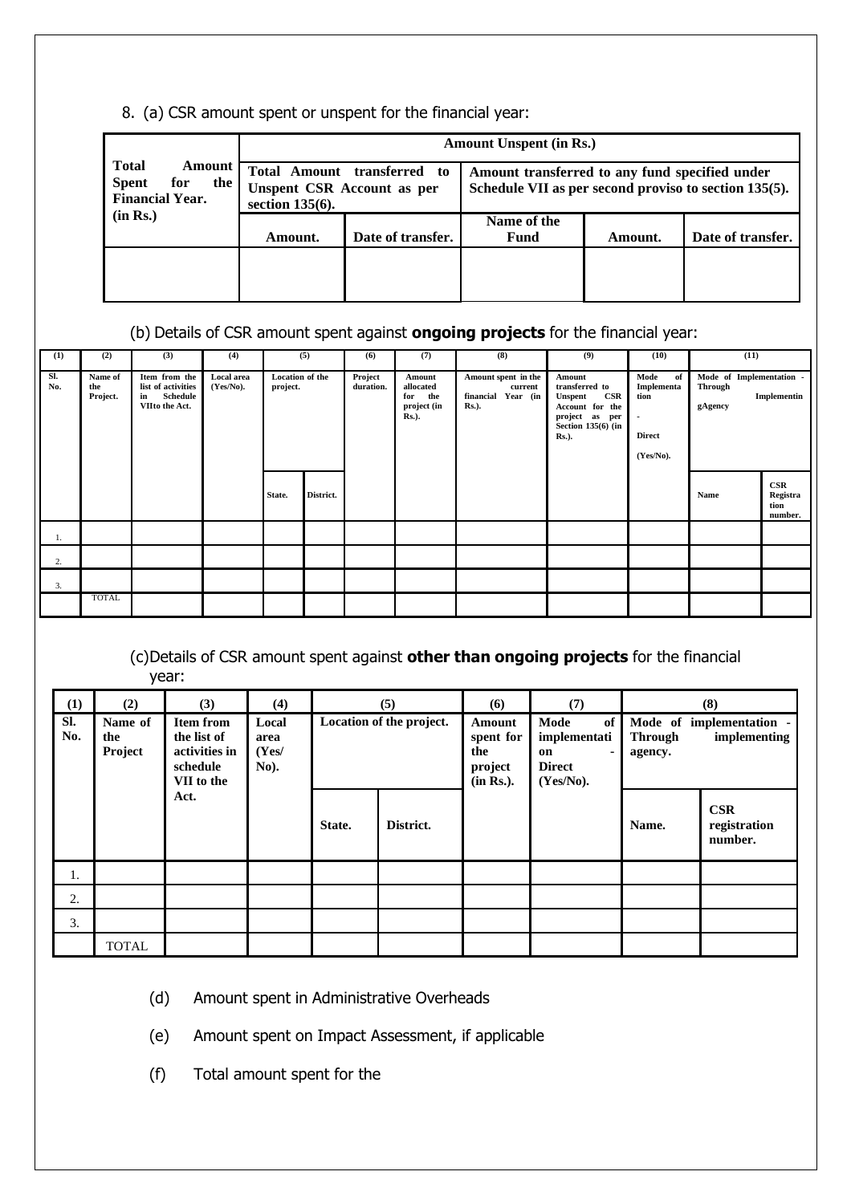8. (a) CSR amount spent or unspent for the financial year:

| Total Amount Spent for the Financial Year. (in Rs.) | Amount Unspent (in Rs.) | | | | |
|---|---|---|---|---|---|
| | Total Amount transferred to Unspent CSR Account as per section 135(6). | | Amount transferred to any fund specified under Schedule VII as per second proviso to section 135(5). | | |
| | Amount. | Date of transfer. | Name of the Fund | Amount. | Date of transfer. |
| | | | | | |

(b) Details of CSR amount spent against **ongoing projects** for the financial year:

| (1) | (2) | (3) | (4) | (5) | | (6) | (7) | (8) | (9) | (10) | (11) | |
|---|---|---|---|---|---|---|---|---|---|---|---|---|
| Sl. No. | Name of the Project. | Item from the list of activities in Schedule VIIto the Act. | Local area (Yes/No). | Location of the project. | | Project duration. | Amount allocated for the project (in Rs.). | Amount spent in the current financial Year (in Rs.). | Amount transferred to Unspent CSR Account for the project as per Section 135(6) (in Rs.). | Mode of Implementation - Direct (Yes/No). | Mode of Implementation - Through Implementing Agency | |
| | | | | State. | District. | | | | | | Name | CSR Registration number. |
| 1. | | | | | | | | | | | | |
| 2. | | | | | | | | | | | | |
| 3. | | | | | | | | | | | | |
| | TOTAL | | | | | | | | | | | |

(c)Details of CSR amount spent against **other than ongoing projects** for the financial year:

| (1) | (2) | (3) | (4) | (5) | | (6) | (7) | (8) | |
|---|---|---|---|---|---|---|---|---|---|
| Sl. No. | Name of the Project | Item from the list of activities in schedule VII to the Act. | Local area (Yes/ No). | Location of the project. | | Amount spent for the project (in Rs.). | Mode of implementation - Direct (Yes/No). | Mode of implementation - Through implementing agency. | |
| | | | | State. | District. | | | Name. | CSR registration number. |
| 1. | | | | | | | | | |
| 2. | | | | | | | | | |
| 3. | | | | | | | | | |
| | TOTAL | | | | | | | | |

(d) Amount spent in Administrative Overheads

(e) Amount spent on Impact Assessment, if applicable

(f) Total amount spent for the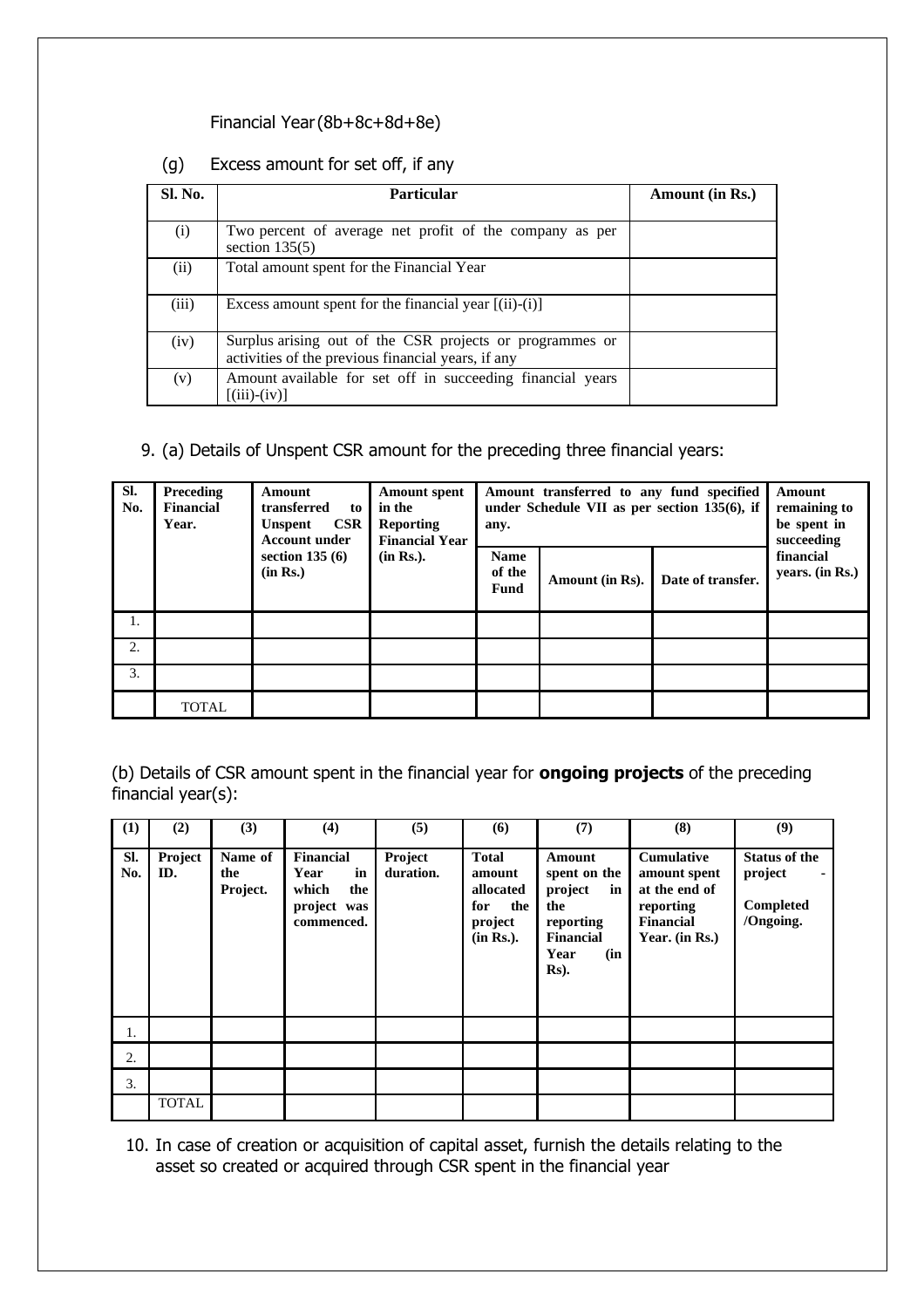Financial Year (8b+8c+8d+8e)

(g) Excess amount for set off, if any

| Sl. No. | Particular | Amount (in Rs.) |
|---|---|---|
| (i) | Two percent of average net profit of the company as per section 135(5) | |
| (ii) | Total amount spent for the Financial Year | |
| (iii) | Excess amount spent for the financial year [(ii)-(i)] | |
| (iv) | Surplus arising out of the CSR projects or programmes or activities of the previous financial years, if any | |
| (v) | Amount available for set off in succeeding financial years [(iii)-(iv)] | |

9. (a) Details of Unspent CSR amount for the preceding three financial years:

| Sl. No. | Preceding Financial Year. | Amount transferred to Unspent CSR Account under section 135 (6) (in Rs.) | Amount spent in the Reporting Financial Year (in Rs.). | Amount transferred to any fund specified under Schedule VII as per section 135(6), if any. | | | Amount remaining to be spent in succeeding financial years. (in Rs.) |
|---|---|---|---|---|---|---|---|
| | | | | Name of the Fund | Amount (in Rs). | Date of transfer. | |
| 1. | | | | | | | |
| 2. | | | | | | | |
| 3. | | | | | | | |
| | TOTAL | | | | | | |

(b) Details of CSR amount spent in the financial year for **ongoing projects** of the preceding financial year(s):

| (1) | (2) | (3) | (4) | (5) | (6) | (7) | (8) | (9) |
|---|---|---|---|---|---|---|---|---|
| Sl. No. | Project ID. | Name of the Project. | Financial Year in which the project was commenced. | Project duration. | Total amount allocated for the project (in Rs.). | Amount spent on the project in the reporting Financial Year (in Rs). | Cumulative amount spent at the end of reporting Financial Year. (in Rs.) | Status of the project - Completed /Ongoing. |
| 1. | | | | | | | | |
| 2. | | | | | | | | |
| 3. | | | | | | | | |
| | TOTAL | | | | | | | |

10. In case of creation or acquisition of capital asset, furnish the details relating to the asset so created or acquired through CSR spent in the financial year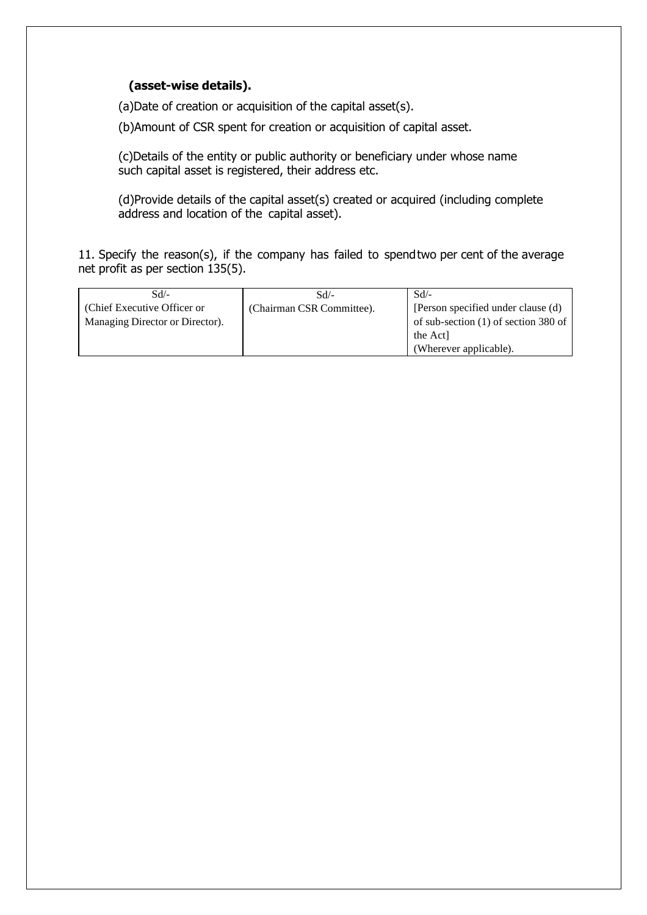**(asset-wise details).**

(a)Date of creation or acquisition of the capital asset(s).

(b)Amount of CSR spent for creation or acquisition of capital asset.

(c)Details of the entity or public authority or beneficiary under whose name such capital asset is registered, their address etc.

(d)Provide details of the capital asset(s) created or acquired (including complete address and location of the capital asset).

11. Specify the reason(s), if the company has failed to spend two per cent of the average net profit as per section 135(5).

| | | |
|---|---|---|
| Sd/-<br>(Chief Executive Officer or Managing Director or Director). | Sd/-<br>(Chairman CSR Committee). | Sd/-<br>[Person specified under clause (d) of sub-section (1) of section 380 of the Act]<br>(Wherever applicable). |